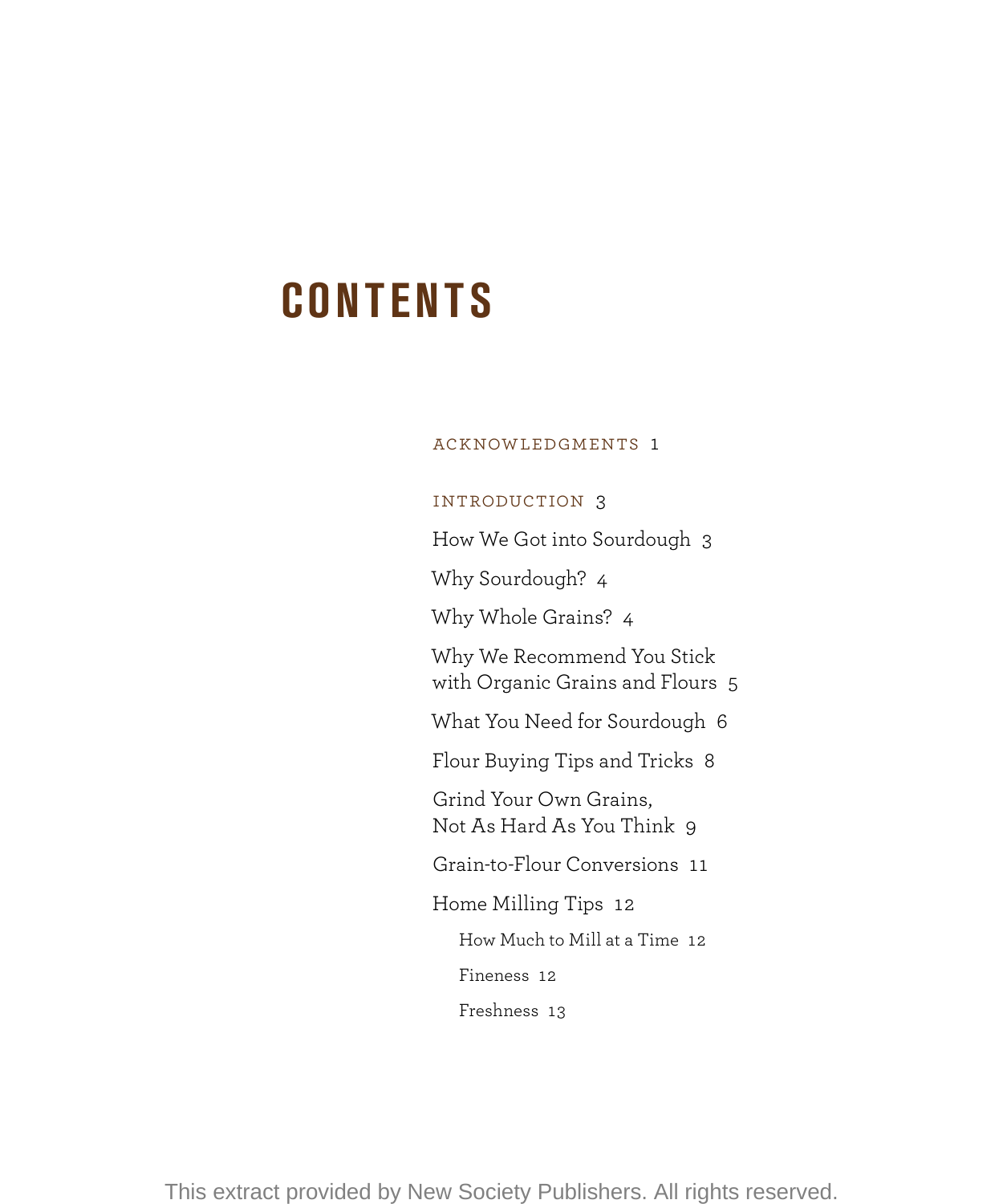# CONTENTS

ACKNOWLEDGMENTS 1

INTRODUCTION 3

How We Got into Sourdough 3

Why Sourdough? 4

Why Whole Grains? 4

Why We Recommend You Stick with Organic Grains and Flours 5

What You Need for Sourdough 6

Flour Buying Tips and Tricks 8

Grind Your Own Grains, Not As Hard As You Think 9

Grain-to-Flour Conversions 11

Home Milling Tips 12

- How Much to Mill at a Time 12
- Fineness 12
- Freshness 13

This extract provided by New Society Publishers. All rights reserved.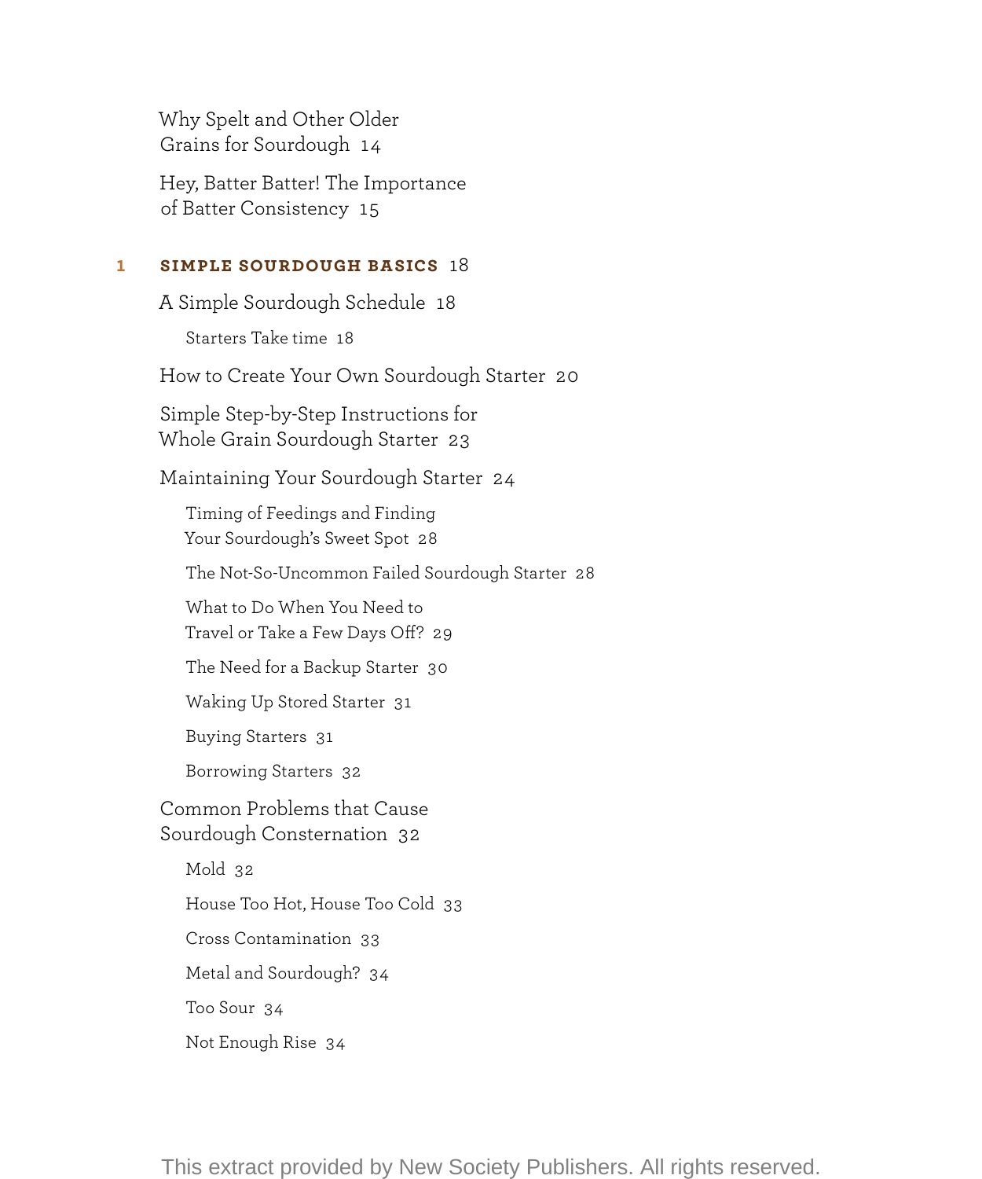Why Spelt and Other Older Grains for Sourdough 14

Hey, Batter Batter! The Importance of Batter Consistency 15

## 1 SIMPLE SOURDOUGH BASICS 18

A Simple Sourdough Schedule 18

- Starters Take time 18

How to Create Your Own Sourdough Starter 20

Simple Step-by-Step Instructions for Whole Grain Sourdough Starter 23

Maintaining Your Sourdough Starter 24

- Timing of Feedings and Finding Your Sourdough's Sweet Spot 28
- The Not-So-Uncommon Failed Sourdough Starter 28
- What to Do When You Need to Travel or Take a Few Days Off? 29
- The Need for a Backup Starter 30
- Waking Up Stored Starter 31
- Buying Starters 31
- Borrowing Starters 32

Common Problems that Cause Sourdough Consternation 32

- Mold 32
- House Too Hot, House Too Cold 33
- Cross Contamination 33
- Metal and Sourdough? 34
- Too Sour 34
- Not Enough Rise 34

This extract provided by New Society Publishers. All rights reserved.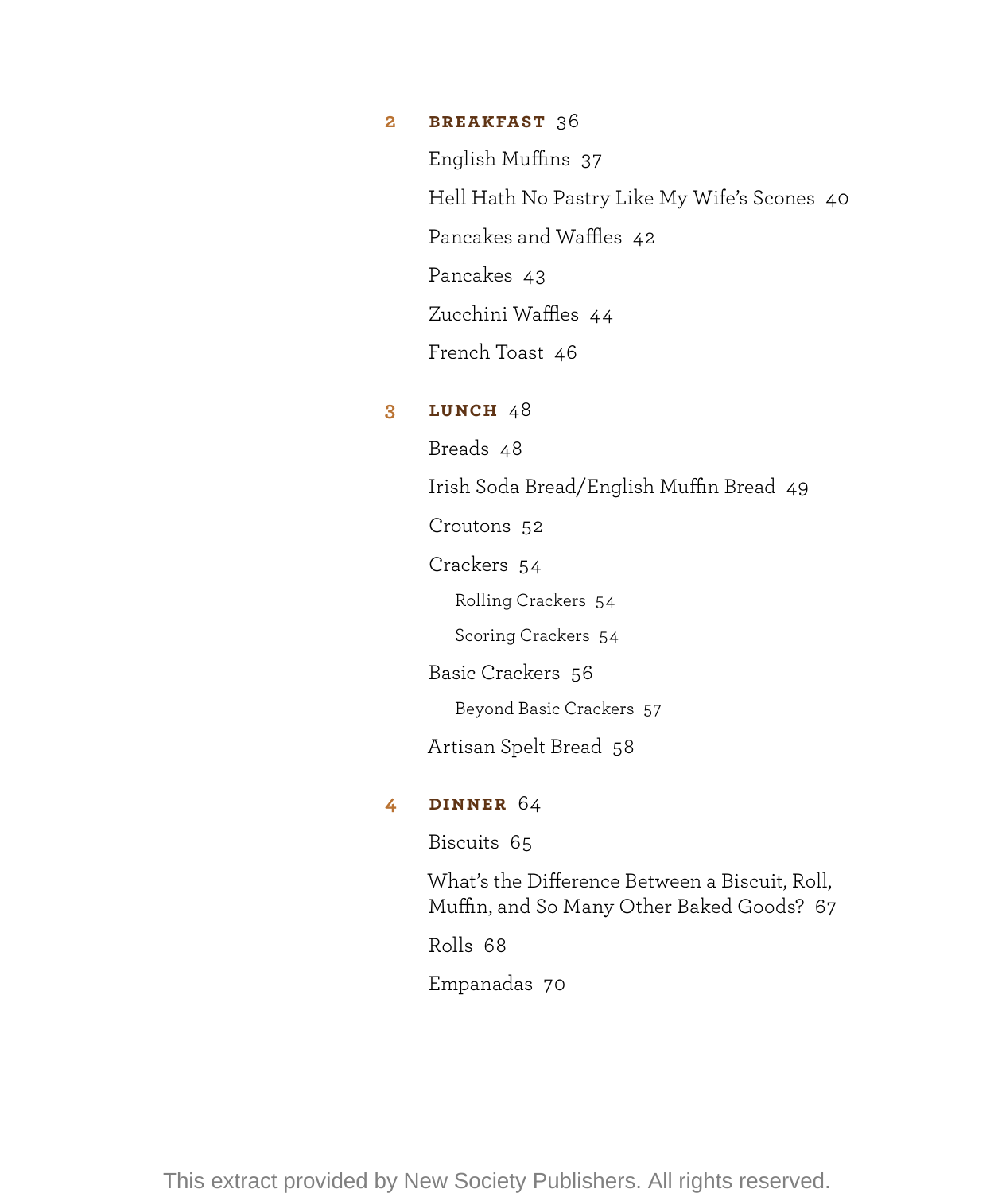**2 BREAKFAST** 36

English Muffins 37

Hell Hath No Pastry Like My Wife's Scones 40

Pancakes and Waffles 42

Pancakes 43

Zucchini Waffles 44

French Toast 46

**3 LUNCH** 48

Breads 48

Irish Soda Bread/English Muffin Bread 49

Croutons 52

Crackers 54

- Rolling Crackers 54
- Scoring Crackers 54

Basic Crackers 56

- Beyond Basic Crackers 57

Artisan Spelt Bread 58

**4 DINNER** 64

Biscuits 65

What's the Difference Between a Biscuit, Roll, Muffin, and So Many Other Baked Goods? 67

Rolls 68

Empanadas 70

This extract provided by New Society Publishers. All rights reserved.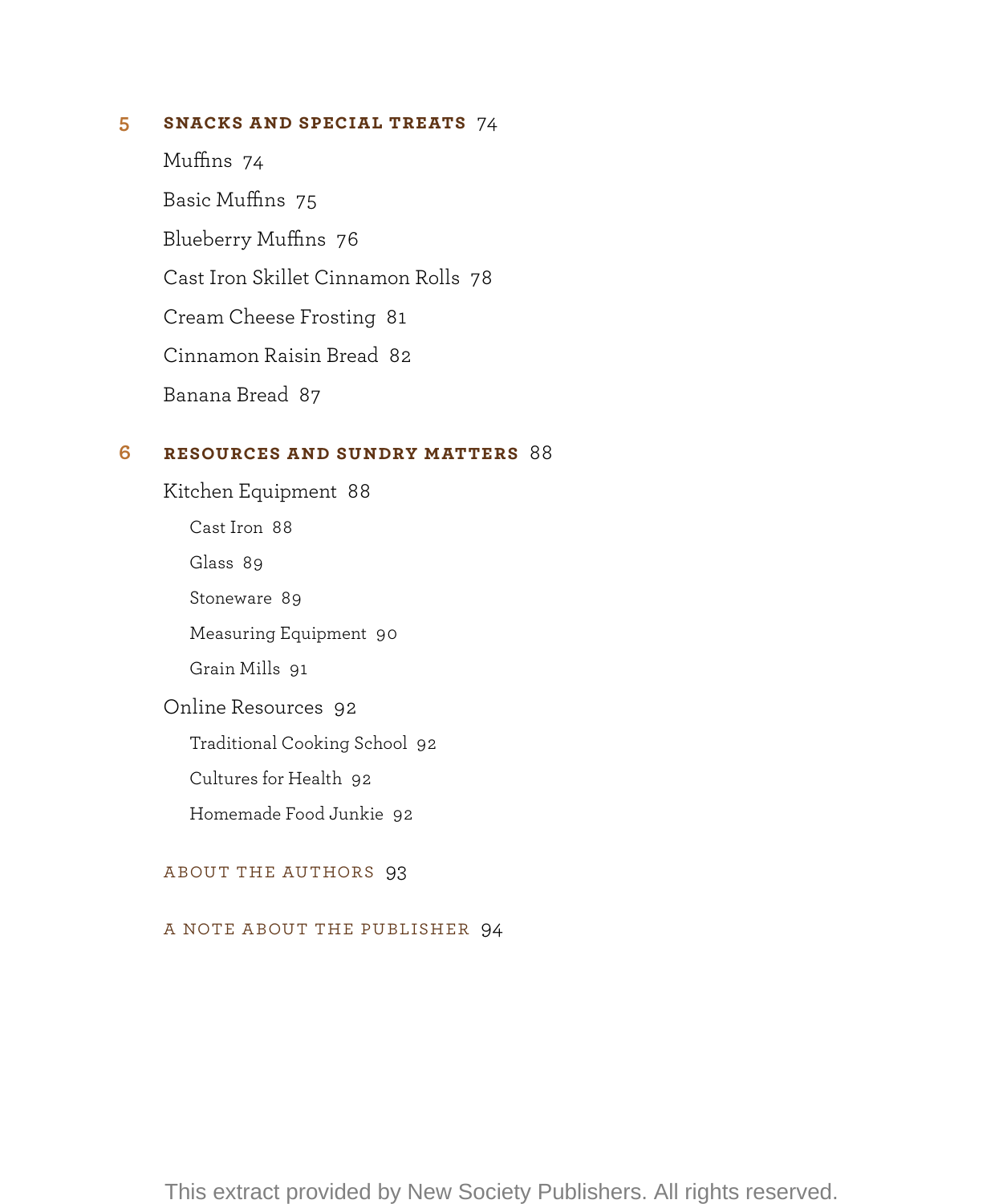## 5 SNACKS AND SPECIAL TREATS 74

Muffins 74

Basic Muffins 75

Blueberry Muffins 76

Cast Iron Skillet Cinnamon Rolls 78

Cream Cheese Frosting 81

Cinnamon Raisin Bread 82

Banana Bread 87

## 6 RESOURCES AND SUNDRY MATTERS 88

Kitchen Equipment 88

- Cast Iron 88
- Glass 89
- Stoneware 89
- Measuring Equipment 90
- Grain Mills 91

Online Resources 92

- Traditional Cooking School 92
- Cultures for Health 92
- Homemade Food Junkie 92

ABOUT THE AUTHORS 93

A NOTE ABOUT THE PUBLISHER 94

This extract provided by New Society Publishers. All rights reserved.